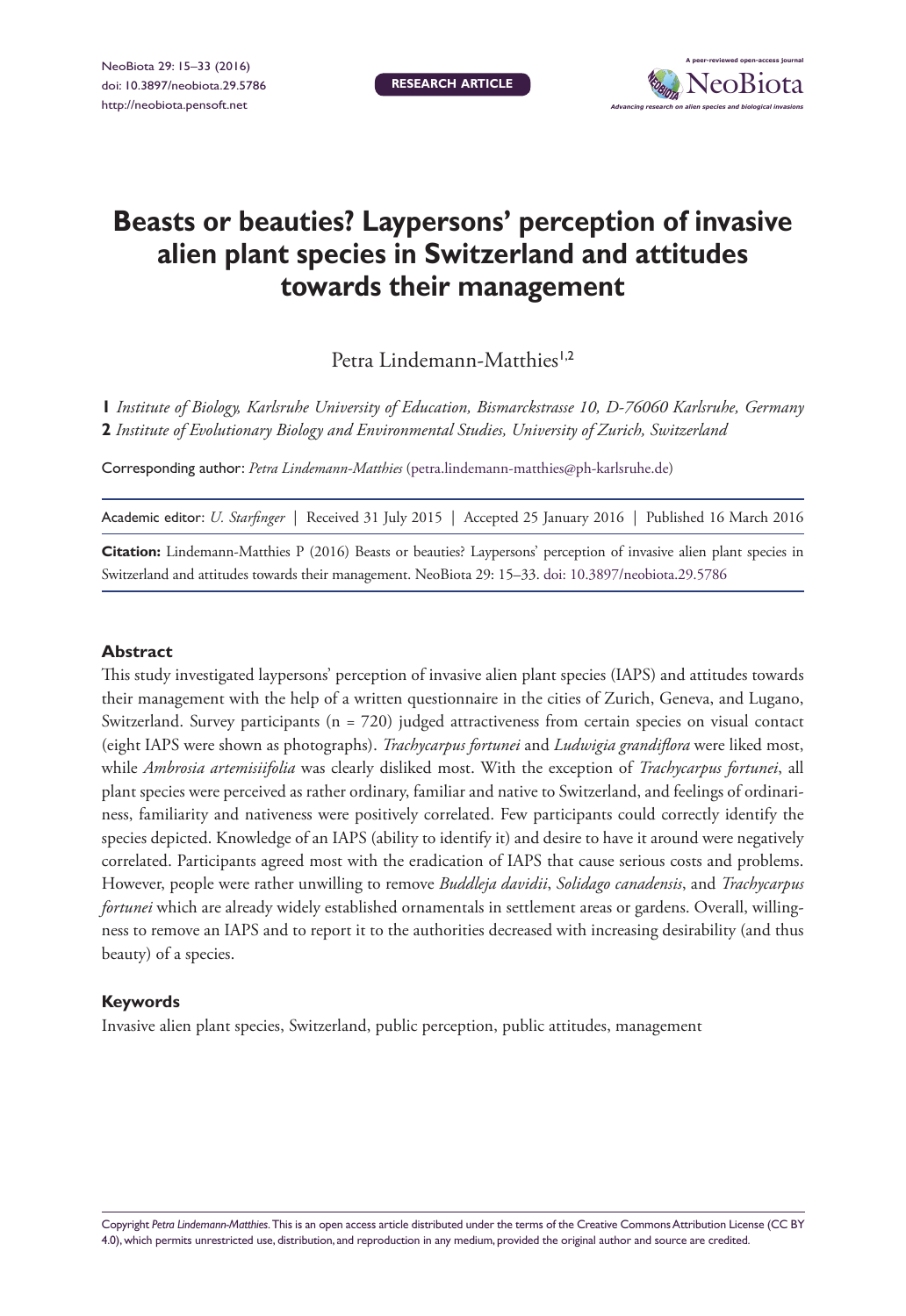# Beasts or beauties? Laypersons' perception of invasive alien plant species in Switzerland and attitudes towards their management

Petra Lindemann-Matthies[1,2]

**1** *Institute of Biology, Karlsruhe University of Education, Bismarckstrasse 10, D-76060 Karlsruhe, Germany*
**2** *Institute of Evolutionary Biology and Environmental Studies, University of Zurich, Switzerland*

Corresponding author: *Petra Lindemann-Matthies* (petra.lindemann-matthies@ph-karlsruhe.de)

Academic editor: *U. Starfinger* | Received 31 July 2015 | Accepted 25 January 2016 | Published 16 March 2016

**Citation:** Lindemann-Matthies P (2016) Beasts or beauties? Laypersons' perception of invasive alien plant species in Switzerland and attitudes towards their management. NeoBiota 29: 15–33. doi: 10.3897/neobiota.29.5786

## Abstract

This study investigated laypersons' perception of invasive alien plant species (IAPS) and attitudes towards their management with the help of a written questionnaire in the cities of Zurich, Geneva, and Lugano, Switzerland. Survey participants (n = 720) judged attractiveness from certain species on visual contact (eight IAPS were shown as photographs). *Trachycarpus fortunei* and *Ludwigia grandiflora* were liked most, while *Ambrosia artemisiifolia* was clearly disliked most. With the exception of *Trachycarpus fortunei*, all plant species were perceived as rather ordinary, familiar and native to Switzerland, and feelings of ordinariness, familiarity and nativeness were positively correlated. Few participants could correctly identify the species depicted. Knowledge of an IAPS (ability to identify it) and desire to have it around were negatively correlated. Participants agreed most with the eradication of IAPS that cause serious costs and problems. However, people were rather unwilling to remove *Buddleja davidii*, *Solidago canadensis*, and *Trachycarpus fortunei* which are already widely established ornamentals in settlement areas or gardens. Overall, willingness to remove an IAPS and to report it to the authorities decreased with increasing desirability (and thus beauty) of a species.

## Keywords

Invasive alien plant species, Switzerland, public perception, public attitudes, management

Copyright *Petra Lindemann-Matthies*. This is an open access article distributed under the terms of the Creative Commons Attribution License (CC BY 4.0), which permits unrestricted use, distribution, and reproduction in any medium, provided the original author and source are credited.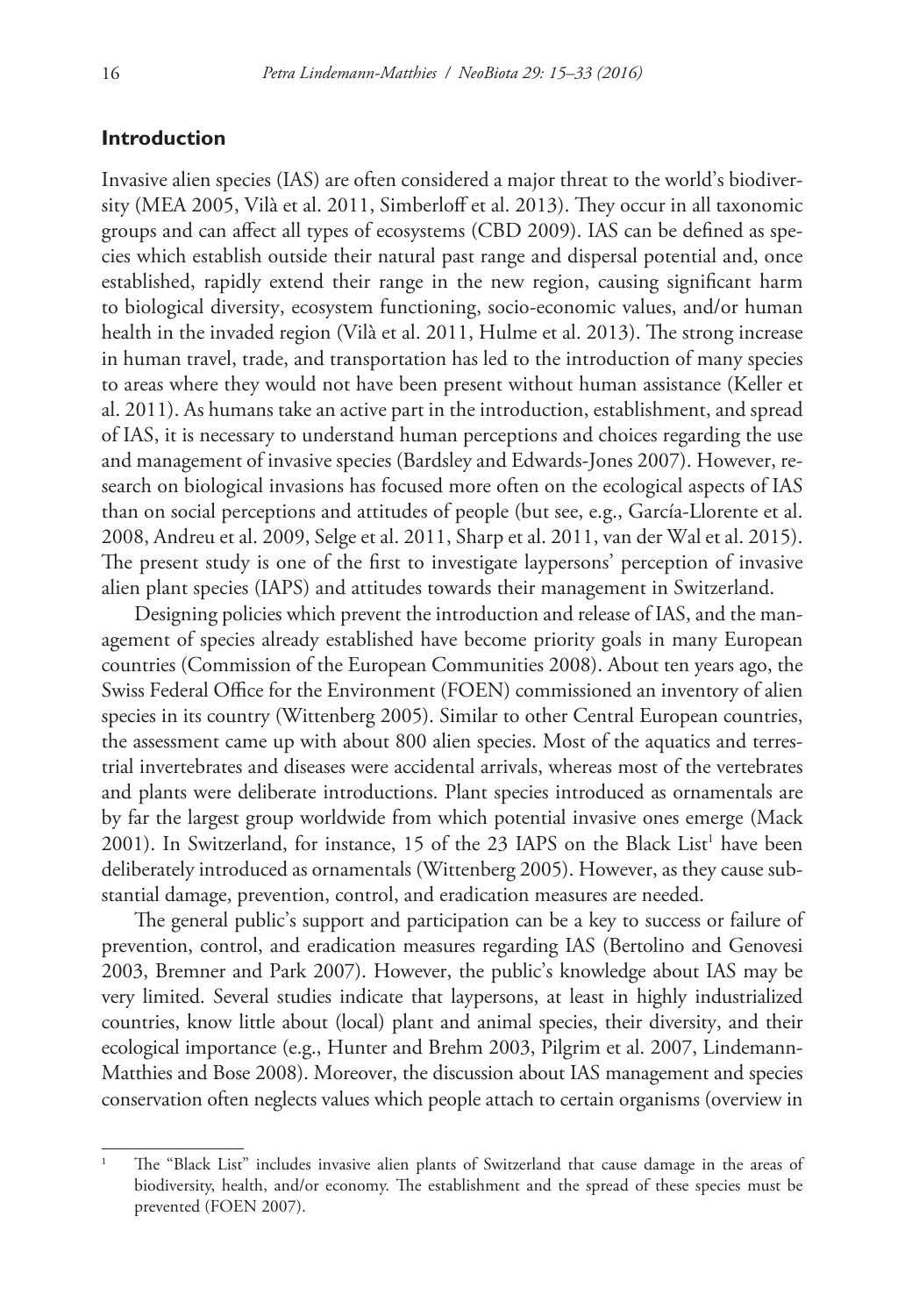## Introduction

Invasive alien species (IAS) are often considered a major threat to the world's biodiversity (MEA 2005, Vilà et al. 2011, Simberloff et al. 2013). They occur in all taxonomic groups and can affect all types of ecosystems (CBD 2009). IAS can be defined as species which establish outside their natural past range and dispersal potential and, once established, rapidly extend their range in the new region, causing significant harm to biological diversity, ecosystem functioning, socio-economic values, and/or human health in the invaded region (Vilà et al. 2011, Hulme et al. 2013). The strong increase in human travel, trade, and transportation has led to the introduction of many species to areas where they would not have been present without human assistance (Keller et al. 2011). As humans take an active part in the introduction, establishment, and spread of IAS, it is necessary to understand human perceptions and choices regarding the use and management of invasive species (Bardsley and Edwards-Jones 2007). However, research on biological invasions has focused more often on the ecological aspects of IAS than on social perceptions and attitudes of people (but see, e.g., García-Llorente et al. 2008, Andreu et al. 2009, Selge et al. 2011, Sharp et al. 2011, van der Wal et al. 2015). The present study is one of the first to investigate laypersons' perception of invasive alien plant species (IAPS) and attitudes towards their management in Switzerland.

Designing policies which prevent the introduction and release of IAS, and the management of species already established have become priority goals in many European countries (Commission of the European Communities 2008). About ten years ago, the Swiss Federal Office for the Environment (FOEN) commissioned an inventory of alien species in its country (Wittenberg 2005). Similar to other Central European countries, the assessment came up with about 800 alien species. Most of the aquatics and terrestrial invertebrates and diseases were accidental arrivals, whereas most of the vertebrates and plants were deliberate introductions. Plant species introduced as ornamentals are by far the largest group worldwide from which potential invasive ones emerge (Mack 2001). In Switzerland, for instance, 15 of the 23 IAPS on the Black List[1] have been deliberately introduced as ornamentals (Wittenberg 2005). However, as they cause substantial damage, prevention, control, and eradication measures are needed.

The general public's support and participation can be a key to success or failure of prevention, control, and eradication measures regarding IAS (Bertolino and Genovesi 2003, Bremner and Park 2007). However, the public's knowledge about IAS may be very limited. Several studies indicate that laypersons, at least in highly industrialized countries, know little about (local) plant and animal species, their diversity, and their ecological importance (e.g., Hunter and Brehm 2003, Pilgrim et al. 2007, Lindemann-Matthies and Bose 2008). Moreover, the discussion about IAS management and species conservation often neglects values which people attach to certain organisms (overview in

[1] The "Black List" includes invasive alien plants of Switzerland that cause damage in the areas of biodiversity, health, and/or economy. The establishment and the spread of these species must be prevented (FOEN 2007).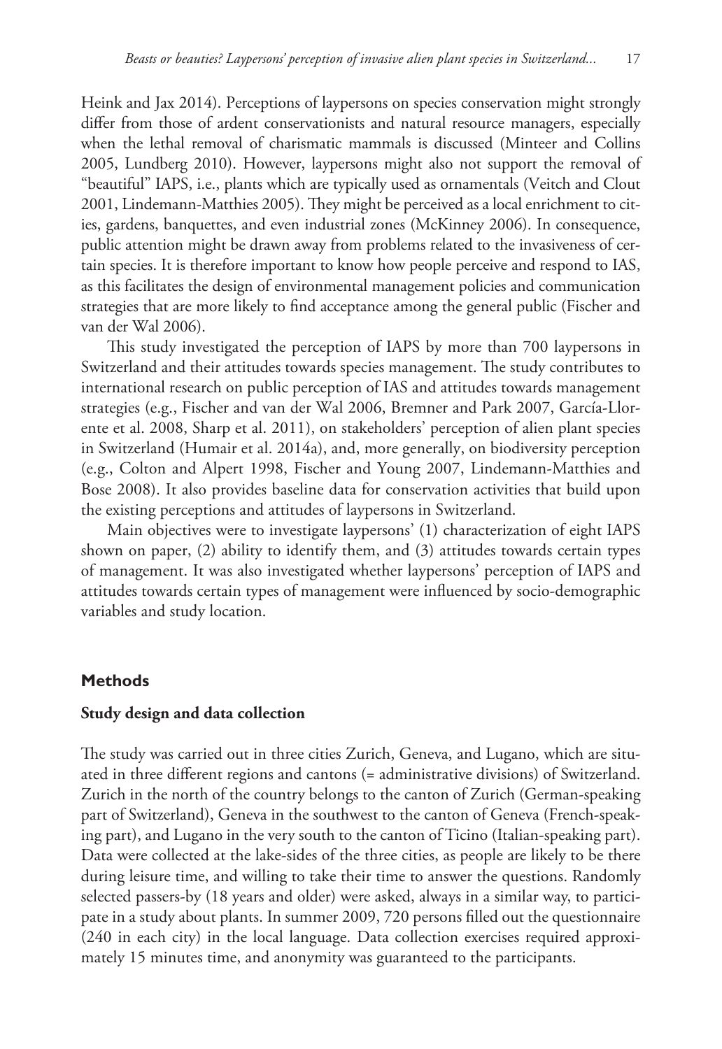Heink and Jax 2014). Perceptions of laypersons on species conservation might strongly differ from those of ardent conservationists and natural resource managers, especially when the lethal removal of charismatic mammals is discussed (Minteer and Collins 2005, Lundberg 2010). However, laypersons might also not support the removal of "beautiful" IAPS, i.e., plants which are typically used as ornamentals (Veitch and Clout 2001, Lindemann-Matthies 2005). They might be perceived as a local enrichment to cities, gardens, banquettes, and even industrial zones (McKinney 2006). In consequence, public attention might be drawn away from problems related to the invasiveness of certain species. It is therefore important to know how people perceive and respond to IAS, as this facilitates the design of environmental management policies and communication strategies that are more likely to find acceptance among the general public (Fischer and van der Wal 2006).

This study investigated the perception of IAPS by more than 700 laypersons in Switzerland and their attitudes towards species management. The study contributes to international research on public perception of IAS and attitudes towards management strategies (e.g., Fischer and van der Wal 2006, Bremner and Park 2007, García-Llorente et al. 2008, Sharp et al. 2011), on stakeholders' perception of alien plant species in Switzerland (Humair et al. 2014a), and, more generally, on biodiversity perception (e.g., Colton and Alpert 1998, Fischer and Young 2007, Lindemann-Matthies and Bose 2008). It also provides baseline data for conservation activities that build upon the existing perceptions and attitudes of laypersons in Switzerland.

Main objectives were to investigate laypersons' (1) characterization of eight IAPS shown on paper, (2) ability to identify them, and (3) attitudes towards certain types of management. It was also investigated whether laypersons' perception of IAPS and attitudes towards certain types of management were influenced by socio-demographic variables and study location.

## Methods

### Study design and data collection

The study was carried out in three cities Zurich, Geneva, and Lugano, which are situated in three different regions and cantons (= administrative divisions) of Switzerland. Zurich in the north of the country belongs to the canton of Zurich (German-speaking part of Switzerland), Geneva in the southwest to the canton of Geneva (French-speaking part), and Lugano in the very south to the canton of Ticino (Italian-speaking part). Data were collected at the lake-sides of the three cities, as people are likely to be there during leisure time, and willing to take their time to answer the questions. Randomly selected passers-by (18 years and older) were asked, always in a similar way, to participate in a study about plants. In summer 2009, 720 persons filled out the questionnaire (240 in each city) in the local language. Data collection exercises required approximately 15 minutes time, and anonymity was guaranteed to the participants.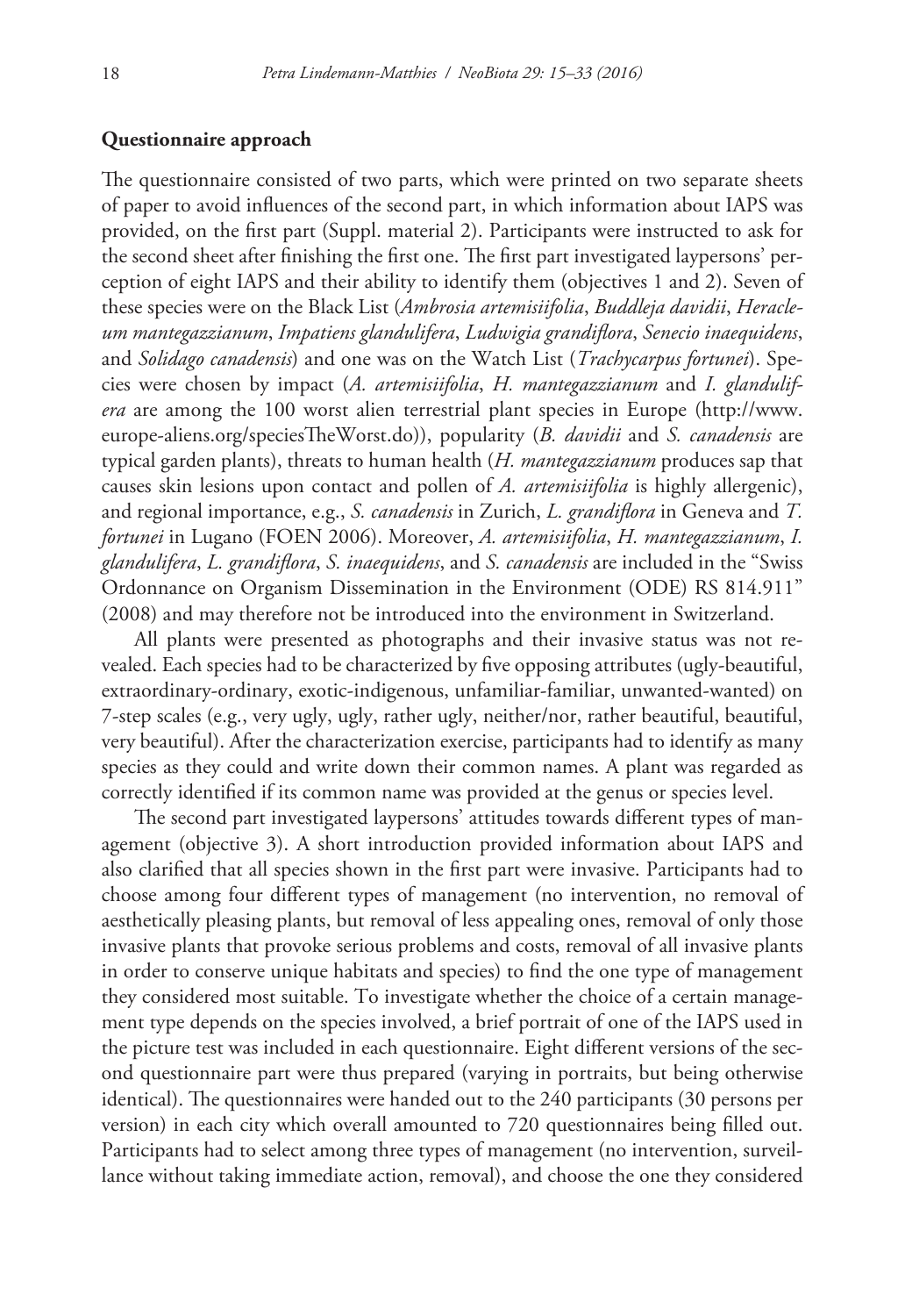### Questionnaire approach

The questionnaire consisted of two parts, which were printed on two separate sheets of paper to avoid influences of the second part, in which information about IAPS was provided, on the first part (Suppl. material 2). Participants were instructed to ask for the second sheet after finishing the first one. The first part investigated laypersons' perception of eight IAPS and their ability to identify them (objectives 1 and 2). Seven of these species were on the Black List (*Ambrosia artemisiifolia*, *Buddleja davidii*, *Heracleum mantegazzianum*, *Impatiens glandulifera*, *Ludwigia grandiflora*, *Senecio inaequidens*, and *Solidago canadensis*) and one was on the Watch List (*Trachycarpus fortunei*). Species were chosen by impact (*A. artemisiifolia*, *H. mantegazzianum* and *I. glandulifera* are among the 100 worst alien terrestrial plant species in Europe (http://www.europe-aliens.org/speciesTheWorst.do)), popularity (*B. davidii* and *S. canadensis* are typical garden plants), threats to human health (*H. mantegazzianum* produces sap that causes skin lesions upon contact and pollen of *A. artemisiifolia* is highly allergenic), and regional importance, e.g., *S. canadensis* in Zurich, *L. grandiflora* in Geneva and *T. fortunei* in Lugano (FOEN 2006). Moreover, *A. artemisiifolia*, *H. mantegazzianum*, *I. glandulifera*, *L. grandiflora*, *S. inaequidens*, and *S. canadensis* are included in the "Swiss Ordonnance on Organism Dissemination in the Environment (ODE) RS 814.911" (2008) and may therefore not be introduced into the environment in Switzerland.

All plants were presented as photographs and their invasive status was not revealed. Each species had to be characterized by five opposing attributes (ugly-beautiful, extraordinary-ordinary, exotic-indigenous, unfamiliar-familiar, unwanted-wanted) on 7-step scales (e.g., very ugly, ugly, rather ugly, neither/nor, rather beautiful, beautiful, very beautiful). After the characterization exercise, participants had to identify as many species as they could and write down their common names. A plant was regarded as correctly identified if its common name was provided at the genus or species level.

The second part investigated laypersons' attitudes towards different types of management (objective 3). A short introduction provided information about IAPS and also clarified that all species shown in the first part were invasive. Participants had to choose among four different types of management (no intervention, no removal of aesthetically pleasing plants, but removal of less appealing ones, removal of only those invasive plants that provoke serious problems and costs, removal of all invasive plants in order to conserve unique habitats and species) to find the one type of management they considered most suitable. To investigate whether the choice of a certain management type depends on the species involved, a brief portrait of one of the IAPS used in the picture test was included in each questionnaire. Eight different versions of the second questionnaire part were thus prepared (varying in portraits, but being otherwise identical). The questionnaires were handed out to the 240 participants (30 persons per version) in each city which overall amounted to 720 questionnaires being filled out. Participants had to select among three types of management (no intervention, surveillance without taking immediate action, removal), and choose the one they considered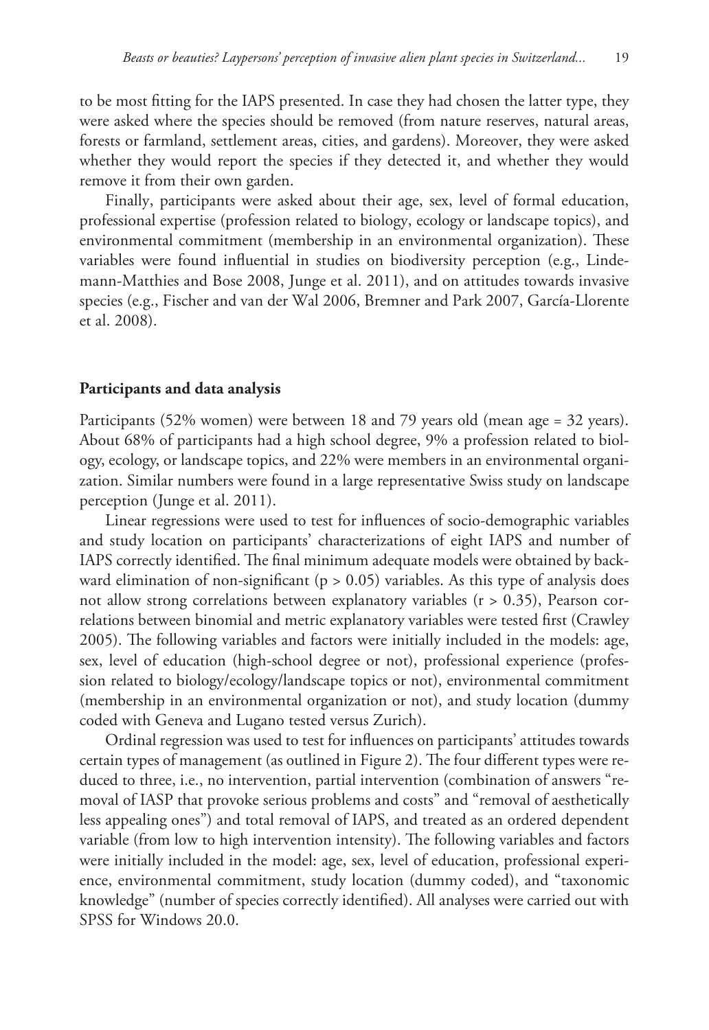to be most fitting for the IAPS presented. In case they had chosen the latter type, they were asked where the species should be removed (from nature reserves, natural areas, forests or farmland, settlement areas, cities, and gardens). Moreover, they were asked whether they would report the species if they detected it, and whether they would remove it from their own garden.

Finally, participants were asked about their age, sex, level of formal education, professional expertise (profession related to biology, ecology or landscape topics), and environmental commitment (membership in an environmental organization). These variables were found influential in studies on biodiversity perception (e.g., Lindemann-Matthies and Bose 2008, Junge et al. 2011), and on attitudes towards invasive species (e.g., Fischer and van der Wal 2006, Bremner and Park 2007, García-Llorente et al. 2008).

### Participants and data analysis

Participants (52% women) were between 18 and 79 years old (mean age = 32 years). About 68% of participants had a high school degree, 9% a profession related to biology, ecology, or landscape topics, and 22% were members in an environmental organization. Similar numbers were found in a large representative Swiss study on landscape perception (Junge et al. 2011).

Linear regressions were used to test for influences of socio-demographic variables and study location on participants' characterizations of eight IAPS and number of IAPS correctly identified. The final minimum adequate models were obtained by backward elimination of non-significant ($p > 0.05$) variables. As this type of analysis does not allow strong correlations between explanatory variables ($r > 0.35$), Pearson correlations between binomial and metric explanatory variables were tested first (Crawley 2005). The following variables and factors were initially included in the models: age, sex, level of education (high-school degree or not), professional experience (profession related to biology/ecology/landscape topics or not), environmental commitment (membership in an environmental organization or not), and study location (dummy coded with Geneva and Lugano tested versus Zurich).

Ordinal regression was used to test for influences on participants' attitudes towards certain types of management (as outlined in Figure 2). The four different types were reduced to three, i.e., no intervention, partial intervention (combination of answers "removal of IASP that provoke serious problems and costs" and "removal of aesthetically less appealing ones") and total removal of IAPS, and treated as an ordered dependent variable (from low to high intervention intensity). The following variables and factors were initially included in the model: age, sex, level of education, professional experience, environmental commitment, study location (dummy coded), and "taxonomic knowledge" (number of species correctly identified). All analyses were carried out with SPSS for Windows 20.0.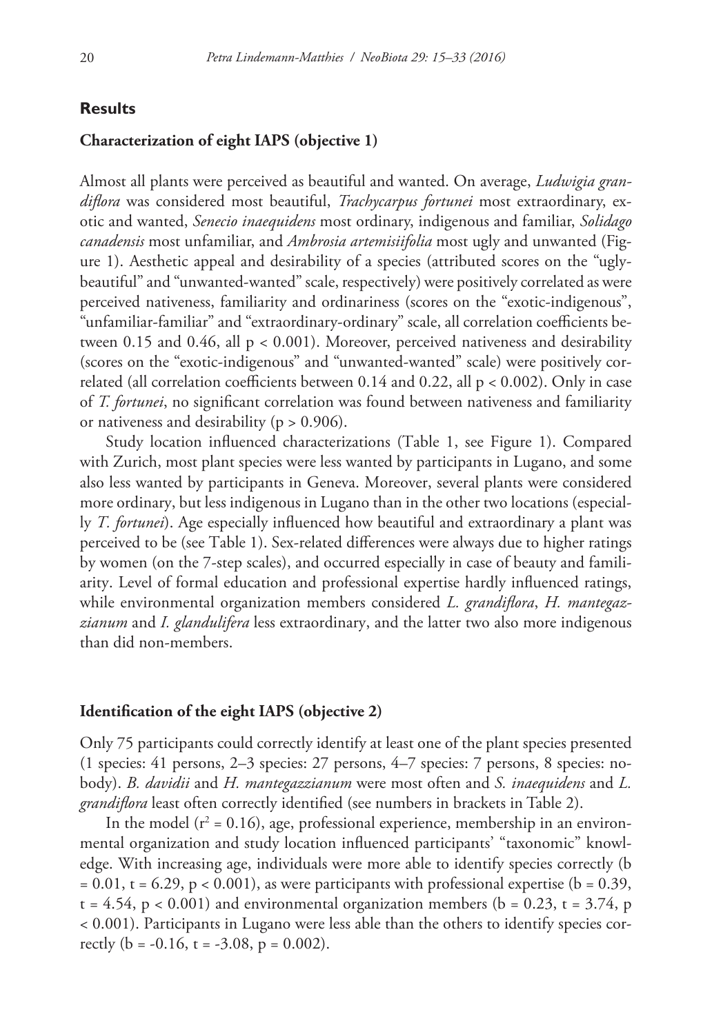## Results

### Characterization of eight IAPS (objective 1)

Almost all plants were perceived as beautiful and wanted. On average, *Ludwigia grandiflora* was considered most beautiful, *Trachycarpus fortunei* most extraordinary, exotic and wanted, *Senecio inaequidens* most ordinary, indigenous and familiar, *Solidago canadensis* most unfamiliar, and *Ambrosia artemisiifolia* most ugly and unwanted (Figure 1). Aesthetic appeal and desirability of a species (attributed scores on the "ugly-beautiful" and "unwanted-wanted" scale, respectively) were positively correlated as were perceived nativeness, familiarity and ordinariness (scores on the "exotic-indigenous", "unfamiliar-familiar" and "extraordinary-ordinary" scale, all correlation coefficients between 0.15 and 0.46, all $p < 0.001$). Moreover, perceived nativeness and desirability (scores on the "exotic-indigenous" and "unwanted-wanted" scale) were positively correlated (all correlation coefficients between 0.14 and 0.22, all $p < 0.002$). Only in case of *T. fortunei*, no significant correlation was found between nativeness and familiarity or nativeness and desirability ($p > 0.906$).

Study location influenced characterizations (Table 1, see Figure 1). Compared with Zurich, most plant species were less wanted by participants in Lugano, and some also less wanted by participants in Geneva. Moreover, several plants were considered more ordinary, but less indigenous in Lugano than in the other two locations (especially *T. fortunei*). Age especially influenced how beautiful and extraordinary a plant was perceived to be (see Table 1). Sex-related differences were always due to higher ratings by women (on the 7-step scales), and occurred especially in case of beauty and familiarity. Level of formal education and professional expertise hardly influenced ratings, while environmental organization members considered *L. grandiflora*, *H. mantegazzianum* and *I. glandulifera* less extraordinary, and the latter two also more indigenous than did non-members.

### Identification of the eight IAPS (objective 2)

Only 75 participants could correctly identify at least one of the plant species presented (1 species: 41 persons, 2–3 species: 27 persons, 4–7 species: 7 persons, 8 species: nobody). *B. davidii* and *H. mantegazzianum* were most often and *S. inaequidens* and *L. grandiflora* least often correctly identified (see numbers in brackets in Table 2).

In the model ($r^2 = 0.16$), age, professional experience, membership in an environmental organization and study location influenced participants' "taxonomic" knowledge. With increasing age, individuals were more able to identify species correctly ($b = 0.01$, $t = 6.29$, $p < 0.001$), as were participants with professional expertise ($b = 0.39$, $t = 4.54$, $p < 0.001$) and environmental organization members ($b = 0.23$, $t = 3.74$, $p < 0.001$). Participants in Lugano were less able than the others to identify species correctly ($b = -0.16$, $t = -3.08$, $p = 0.002$).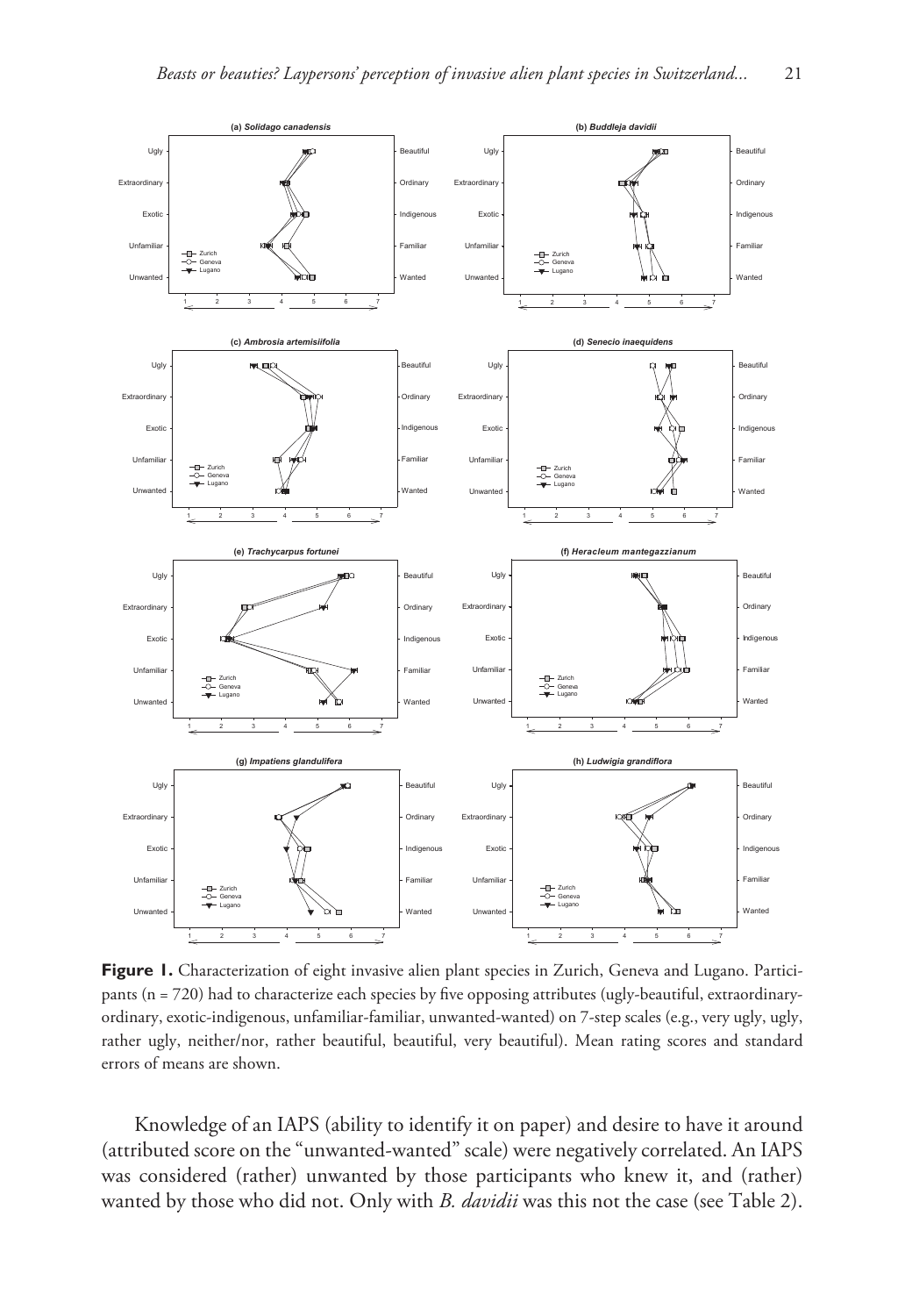**Figure 1.** Characterization of eight invasive alien plant species in Zurich, Geneva and Lugano. Participants (n = 720) had to characterize each species by five opposing attributes (ugly-beautiful, extraordinary-ordinary, exotic-indigenous, unfamiliar-familiar, unwanted-wanted) on 7-step scales (e.g., very ugly, ugly, rather ugly, neither/nor, rather beautiful, beautiful, very beautiful). Mean rating scores and standard errors of means are shown.

Knowledge of an IAPS (ability to identify it on paper) and desire to have it around (attributed score on the "unwanted-wanted" scale) were negatively correlated. An IAPS was considered (rather) unwanted by those participants who knew it, and (rather) wanted by those who did not. Only with *B. davidii* was this not the case (see Table 2).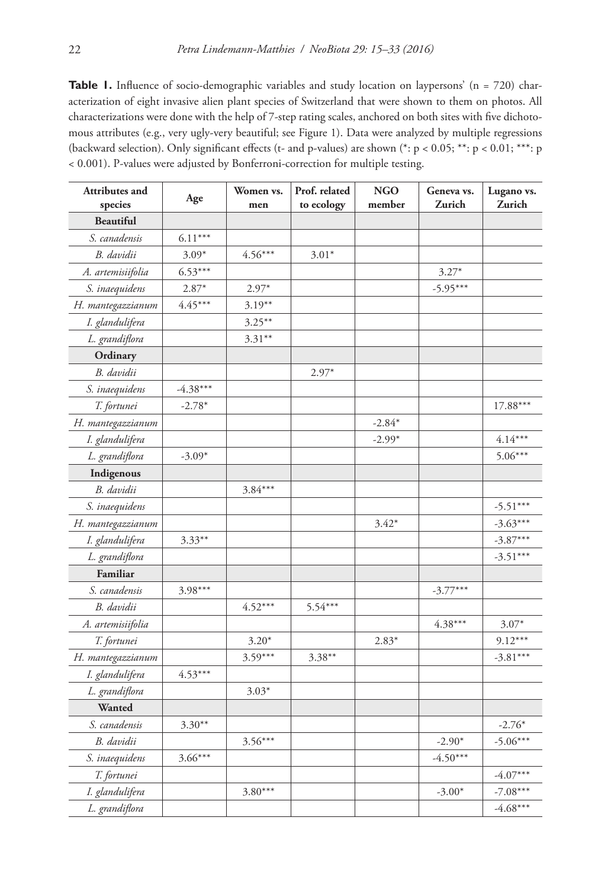**Table 1.** Influence of socio-demographic variables and study location on laypersons' (n = 720) characterization of eight invasive alien plant species of Switzerland that were shown to them on photos. All characterizations were done with the help of 7-step rating scales, anchored on both sites with five dichotomous attributes (e.g., very ugly-very beautiful; see Figure 1). Data were analyzed by multiple regressions (backward selection). Only significant effects (t- and p-values) are shown (*: p < 0.05; **: p < 0.01; ***: p < 0.001). P-values were adjusted by Bonferroni-correction for multiple testing.

| Attributes and species | Age | Women vs. men | Prof. related to ecology | NGO member | Geneva vs. Zurich | Lugano vs. Zurich |
|---|---|---|---|---|---|---|
| **Beautiful** | | | | | | |
| *S. canadensis* | 6.11*** | | | | | |
| *B. davidii* | 3.09* | 4.56*** | 3.01* | | | |
| *A. artemisiifolia* | 6.53*** | | | | 3.27* | |
| *S. inaequidens* | 2.87* | 2.97* | | | -5.95*** | |
| *H. mantegazzianum* | 4.45*** | 3.19** | | | | |
| *I. glandulifera* | | 3.25** | | | | |
| *L. grandiflora* | | 3.31** | | | | |
| **Ordinary** | | | | | | |
| *B. davidii* | | | 2.97* | | | |
| *S. inaequidens* | -4.38*** | | | | | |
| *T. fortunei* | -2.78* | | | | | 17.88*** |
| *H. mantegazzianum* | | | | -2.84* | | |
| *I. glandulifera* | | | | -2.99* | | 4.14*** |
| *L. grandiflora* | -3.09* | | | | | 5.06*** |
| **Indigenous** | | | | | | |
| *B. davidii* | | 3.84*** | | | | |
| *S. inaequidens* | | | | | | -5.51*** |
| *H. mantegazzianum* | | | | 3.42* | | -3.63*** |
| *I. glandulifera* | 3.33** | | | | | -3.87*** |
| *L. grandiflora* | | | | | | -3.51*** |
| **Familiar** | | | | | | |
| *S. canadensis* | 3.98*** | | | | -3.77*** | |
| *B. davidii* | | 4.52*** | 5.54*** | | | |
| *A. artemisiifolia* | | | | | 4.38*** | 3.07* |
| *T. fortunei* | | 3.20* | | 2.83* | | 9.12*** |
| *H. mantegazzianum* | | 3.59*** | 3.38** | | | -3.81*** |
| *I. glandulifera* | 4.53*** | | | | | |
| *L. grandiflora* | | 3.03* | | | | |
| **Wanted** | | | | | | |
| *S. canadensis* | 3.30** | | | | | -2.76* |
| *B. davidii* | | 3.56*** | | | -2.90* | -5.06*** |
| *S. inaequidens* | 3.66*** | | | | -4.50*** | |
| *T. fortunei* | | | | | | -4.07*** |
| *I. glandulifera* | | 3.80*** | | | -3.00* | -7.08*** |
| *L. grandiflora* | | | | | | -4.68*** |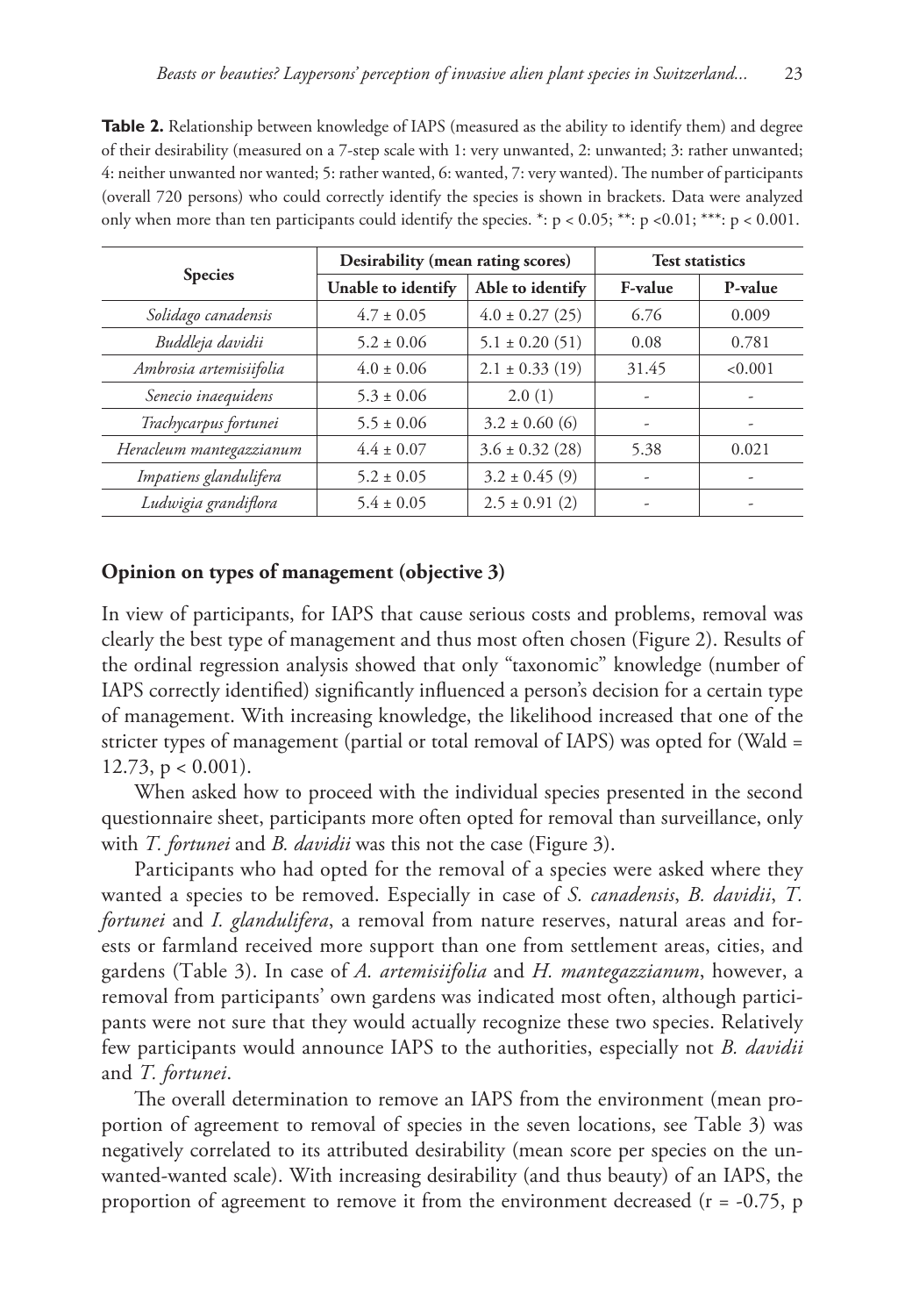**Table 2.** Relationship between knowledge of IAPS (measured as the ability to identify them) and degree of their desirability (measured on a 7-step scale with 1: very unwanted, 2: unwanted; 3: rather unwanted; 4: neither unwanted nor wanted; 5: rather wanted, 6: wanted, 7: very wanted). The number of participants (overall 720 persons) who could correctly identify the species is shown in brackets. Data were analyzed only when more than ten participants could identify the species. *: $p < 0.05$; **: $p < 0.01$; ***: $p < 0.001$.

| Species | Desirability (mean rating scores) | | Test statistics | |
|---|---|---|---|---|
| | Unable to identify | Able to identify | F-value | P-value |
| *Solidago canadensis* | 4.7 ± 0.05 | 4.0 ± 0.27 (25) | 6.76 | 0.009 |
| *Buddleja davidii* | 5.2 ± 0.06 | 5.1 ± 0.20 (51) | 0.08 | 0.781 |
| *Ambrosia artemisiifolia* | 4.0 ± 0.06 | 2.1 ± 0.33 (19) | 31.45 | <0.001 |
| *Senecio inaequidens* | 5.3 ± 0.06 | 2.0 (1) | - | - |
| *Trachycarpus fortunei* | 5.5 ± 0.06 | 3.2 ± 0.60 (6) | - | - |
| *Heracleum mantegazzianum* | 4.4 ± 0.07 | 3.6 ± 0.32 (28) | 5.38 | 0.021 |
| *Impatiens glandulifera* | 5.2 ± 0.05 | 3.2 ± 0.45 (9) | - | - |
| *Ludwigia grandiflora* | 5.4 ± 0.05 | 2.5 ± 0.91 (2) | - | - |

### Opinion on types of management (objective 3)

In view of participants, for IAPS that cause serious costs and problems, removal was clearly the best type of management and thus most often chosen (Figure 2). Results of the ordinal regression analysis showed that only "taxonomic" knowledge (number of IAPS correctly identified) significantly influenced a person's decision for a certain type of management. With increasing knowledge, the likelihood increased that one of the stricter types of management (partial or total removal of IAPS) was opted for (Wald = 12.73, $p < 0.001$).

When asked how to proceed with the individual species presented in the second questionnaire sheet, participants more often opted for removal than surveillance, only with *T. fortunei* and *B. davidii* was this not the case (Figure 3).

Participants who had opted for the removal of a species were asked where they wanted a species to be removed. Especially in case of *S. canadensis*, *B. davidii*, *T. fortunei* and *I. glandulifera*, a removal from nature reserves, natural areas and forests or farmland received more support than one from settlement areas, cities, and gardens (Table 3). In case of *A. artemisiifolia* and *H. mantegazzianum*, however, a removal from participants' own gardens was indicated most often, although participants were not sure that they would actually recognize these two species. Relatively few participants would announce IAPS to the authorities, especially not *B. davidii* and *T. fortunei*.

The overall determination to remove an IAPS from the environment (mean proportion of agreement to removal of species in the seven locations, see Table 3) was negatively correlated to its attributed desirability (mean score per species on the unwanted-wanted scale). With increasing desirability (and thus beauty) of an IAPS, the proportion of agreement to remove it from the environment decreased ($r = -0.75$, p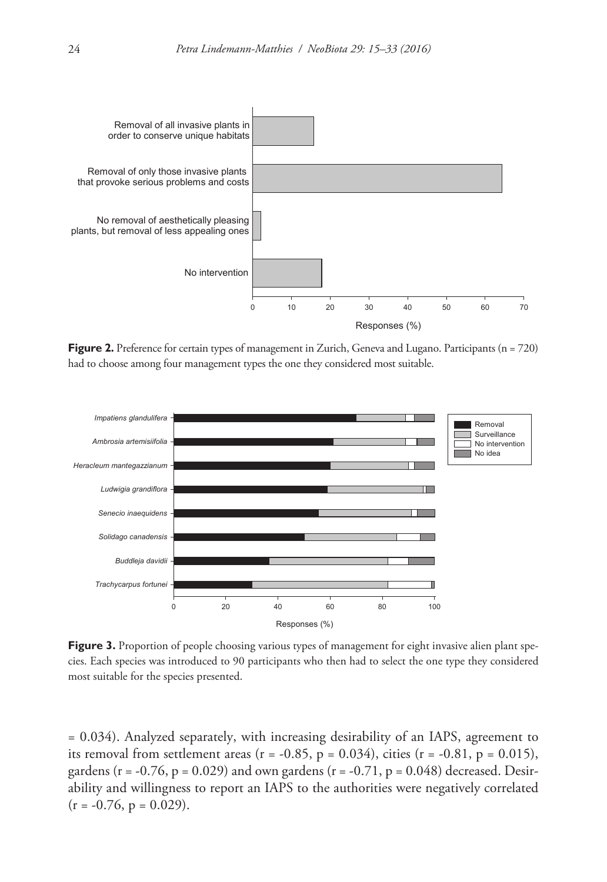Figure 2. Preference for certain types of management in Zurich, Geneva and Lugano. Participants (n = 720) had to choose among four management types the one they considered most suitable.

Figure 3. Proportion of people choosing various types of management for eight invasive alien plant species. Each species was introduced to 90 participants who then had to select the one type they considered most suitable for the species presented.

= 0.034). Analyzed separately, with increasing desirability of an IAPS, agreement to its removal from settlement areas ($r = -0.85$, $p = 0.034$), cities ($r = -0.81$, $p = 0.015$), gardens ($r = -0.76$, $p = 0.029$) and own gardens ($r = -0.71$, $p = 0.048$) decreased. Desirability and willingness to report an IAPS to the authorities were negatively correlated ($r = -0.76$, $p = 0.029$).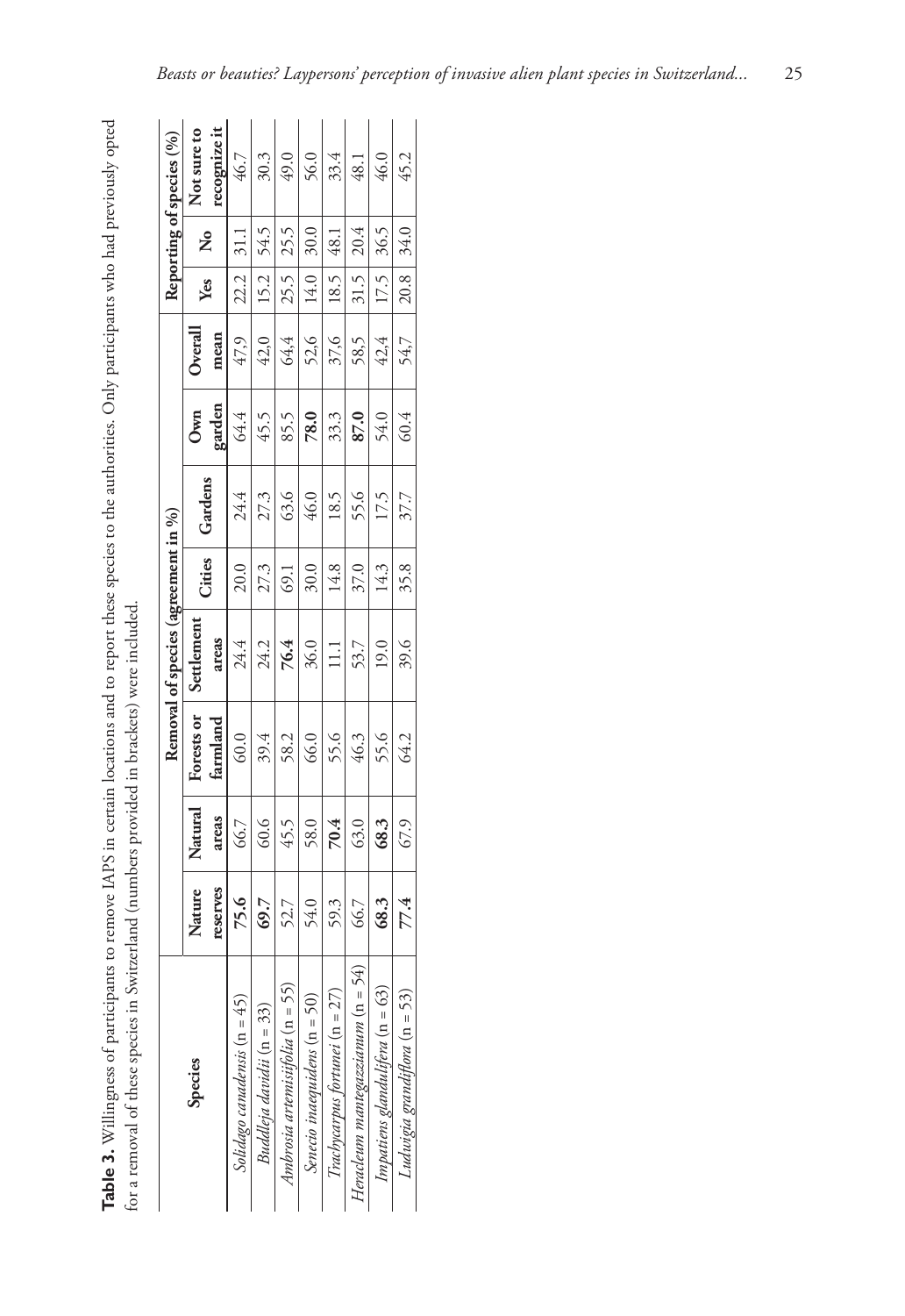**Table 3.** Willingness of participants to remove IAPS in certain locations and to report these species to the authorities. Only participants who had previously opted for a removal of these species in Switzerland (numbers provided in brackets) were included.

| Species | Removal of species (agreement in %) | | | | | | | | Reporting of species (%) | | |
|---|---|---|---|---|---|---|---|---|---|---|---|
| | Nature reserves | Natural areas | Forests or farmland | Settlement areas | Cities | Gardens | Own garden | Overall mean | Yes | No | Not sure to recognize it |
| *Solidago canadensis* (n = 45) | **75.6** | 66.7 | 60.0 | 24.4 | 20.0 | 24.4 | 64.4 | 47,9 | 22.2 | 31.1 | 46.7 |
| *Buddleja davidii* (n = 33) | **69.7** | 60.6 | 39.4 | 24.2 | 27.3 | 27.3 | 45.5 | 42,0 | 15.2 | 54.5 | 30.3 |
| *Ambrosia artemisiifolia* (n = 55) | 52.7 | 45.5 | 58.2 | **76.4** | 69.1 | 63.6 | 85.5 | 64,4 | 25.5 | 25.5 | 49.0 |
| *Senecio inaequidens* (n = 50) | 54.0 | 58.0 | 66.0 | 36.0 | 30.0 | 46.0 | **78.0** | 52,6 | 14.0 | 30.0 | 56.0 |
| *Trachycarpus fortunei* (n = 27) | 59.3 | **70.4** | 55.6 | 11.1 | 14.8 | 18.5 | 33.3 | 37,6 | 18.5 | 48.1 | 33.4 |
| *Heracleum mantegazzianum* (n = 54) | 66.7 | 63.0 | 46.3 | 53.7 | 37.0 | 55.6 | **87.0** | 58,5 | 31.5 | 20.4 | 48.1 |
| *Impatiens glandulifera* (n = 63) | **68.3** | **68.3** | 55.6 | 19.0 | 14.3 | 17.5 | 54.0 | 42,4 | 17.5 | 36.5 | 46.0 |
| *Ludwigia grandiflora* (n = 53) | **77.4** | 67.9 | 64.2 | 39.6 | 35.8 | 37.7 | 60.4 | 54,7 | 20.8 | 34.0 | 45.2 |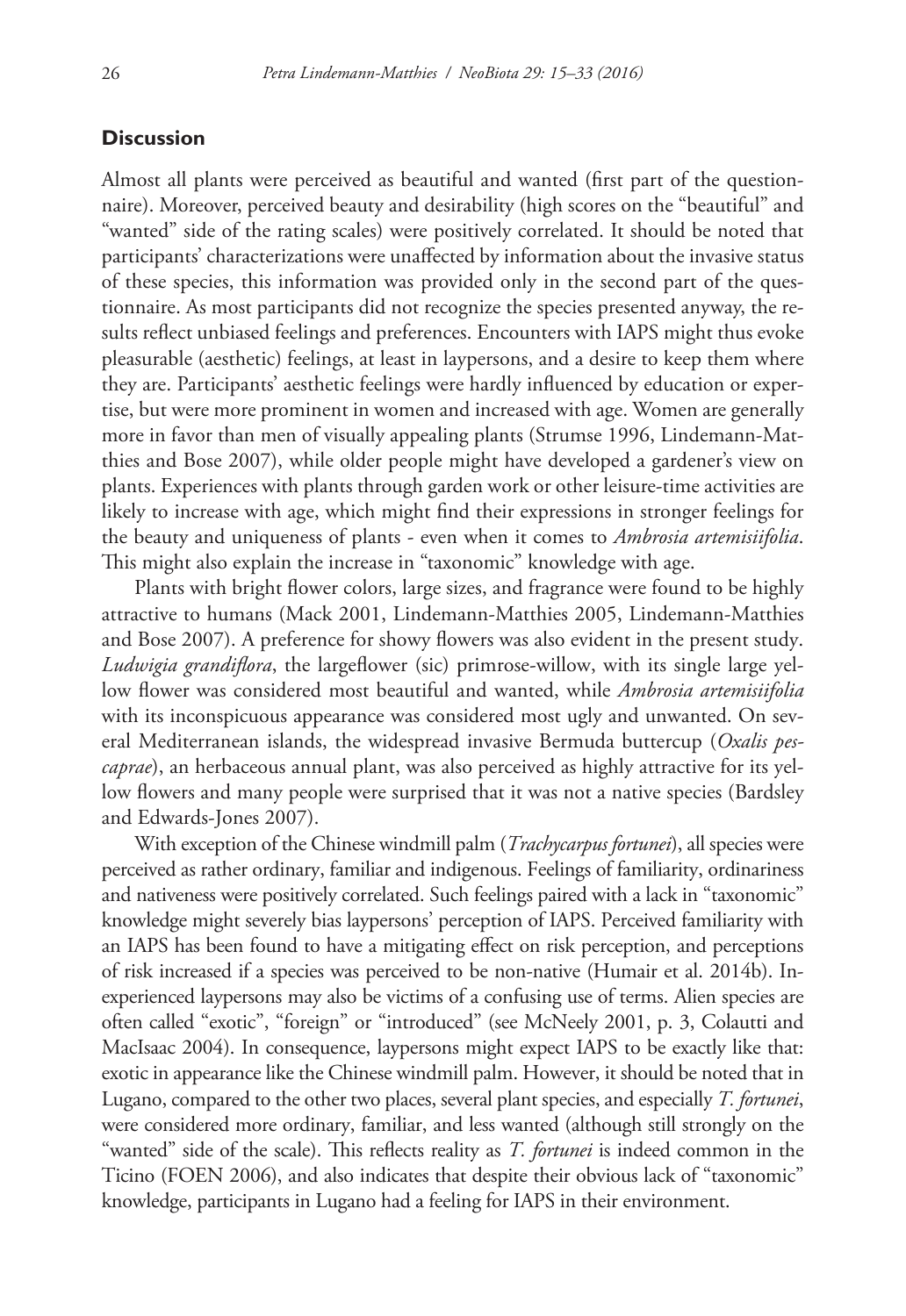## Discussion

Almost all plants were perceived as beautiful and wanted (first part of the questionnaire). Moreover, perceived beauty and desirability (high scores on the "beautiful" and "wanted" side of the rating scales) were positively correlated. It should be noted that participants' characterizations were unaffected by information about the invasive status of these species, this information was provided only in the second part of the questionnaire. As most participants did not recognize the species presented anyway, the results reflect unbiased feelings and preferences. Encounters with IAPS might thus evoke pleasurable (aesthetic) feelings, at least in laypersons, and a desire to keep them where they are. Participants' aesthetic feelings were hardly influenced by education or expertise, but were more prominent in women and increased with age. Women are generally more in favor than men of visually appealing plants (Strumse 1996, Lindemann-Matthies and Bose 2007), while older people might have developed a gardener's view on plants. Experiences with plants through garden work or other leisure-time activities are likely to increase with age, which might find their expressions in stronger feelings for the beauty and uniqueness of plants - even when it comes to *Ambrosia artemisiifolia*. This might also explain the increase in "taxonomic" knowledge with age.

Plants with bright flower colors, large sizes, and fragrance were found to be highly attractive to humans (Mack 2001, Lindemann-Matthies 2005, Lindemann-Matthies and Bose 2007). A preference for showy flowers was also evident in the present study. *Ludwigia grandiflora*, the largeflower (sic) primrose-willow, with its single large yellow flower was considered most beautiful and wanted, while *Ambrosia artemisiifolia* with its inconspicuous appearance was considered most ugly and unwanted. On several Mediterranean islands, the widespread invasive Bermuda buttercup (*Oxalis pes-caprae*), an herbaceous annual plant, was also perceived as highly attractive for its yellow flowers and many people were surprised that it was not a native species (Bardsley and Edwards-Jones 2007).

With exception of the Chinese windmill palm (*Trachycarpus fortunei*), all species were perceived as rather ordinary, familiar and indigenous. Feelings of familiarity, ordinariness and nativeness were positively correlated. Such feelings paired with a lack in "taxonomic" knowledge might severely bias laypersons' perception of IAPS. Perceived familiarity with an IAPS has been found to have a mitigating effect on risk perception, and perceptions of risk increased if a species was perceived to be non-native (Humair et al. 2014b). Inexperienced laypersons may also be victims of a confusing use of terms. Alien species are often called "exotic", "foreign" or "introduced" (see McNeely 2001, p. 3, Colautti and MacIsaac 2004). In consequence, laypersons might expect IAPS to be exactly like that: exotic in appearance like the Chinese windmill palm. However, it should be noted that in Lugano, compared to the other two places, several plant species, and especially *T. fortunei*, were considered more ordinary, familiar, and less wanted (although still strongly on the "wanted" side of the scale). This reflects reality as *T. fortunei* is indeed common in the Ticino (FOEN 2006), and also indicates that despite their obvious lack of "taxonomic" knowledge, participants in Lugano had a feeling for IAPS in their environment.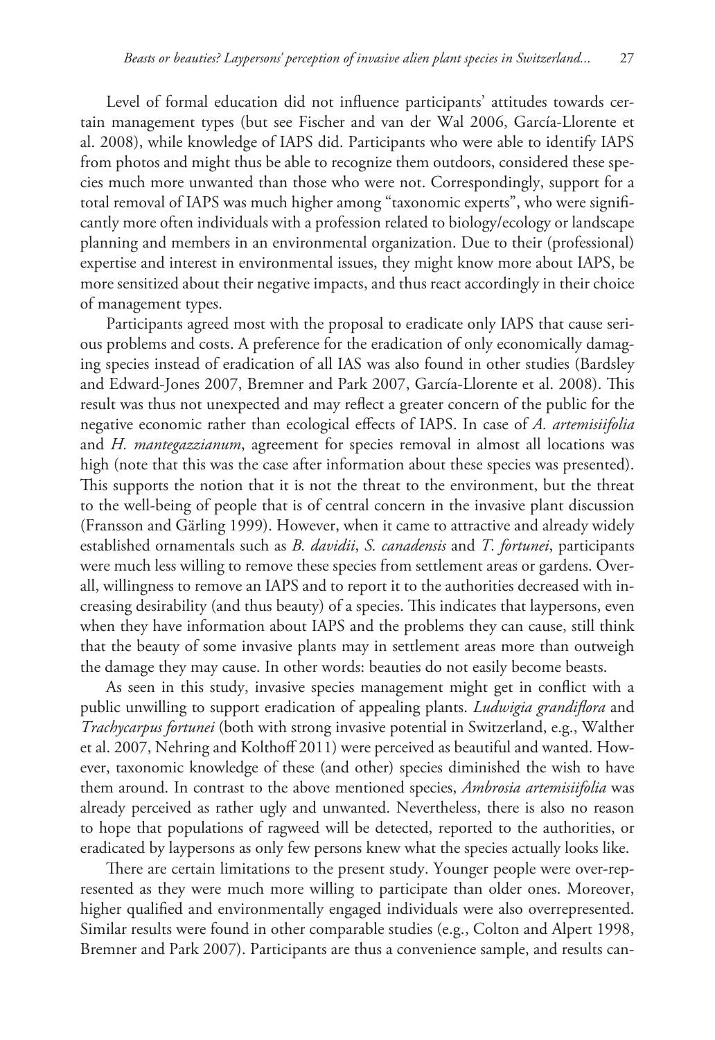Level of formal education did not influence participants' attitudes towards certain management types (but see Fischer and van der Wal 2006, García-Llorente et al. 2008), while knowledge of IAPS did. Participants who were able to identify IAPS from photos and might thus be able to recognize them outdoors, considered these species much more unwanted than those who were not. Correspondingly, support for a total removal of IAPS was much higher among "taxonomic experts", who were significantly more often individuals with a profession related to biology/ecology or landscape planning and members in an environmental organization. Due to their (professional) expertise and interest in environmental issues, they might know more about IAPS, be more sensitized about their negative impacts, and thus react accordingly in their choice of management types.

Participants agreed most with the proposal to eradicate only IAPS that cause serious problems and costs. A preference for the eradication of only economically damaging species instead of eradication of all IAS was also found in other studies (Bardsley and Edward-Jones 2007, Bremner and Park 2007, García-Llorente et al. 2008). This result was thus not unexpected and may reflect a greater concern of the public for the negative economic rather than ecological effects of IAPS. In case of *A. artemisiifolia* and *H. mantegazzianum*, agreement for species removal in almost all locations was high (note that this was the case after information about these species was presented). This supports the notion that it is not the threat to the environment, but the threat to the well-being of people that is of central concern in the invasive plant discussion (Fransson and Gärling 1999). However, when it came to attractive and already widely established ornamentals such as *B. davidii*, *S. canadensis* and *T. fortunei*, participants were much less willing to remove these species from settlement areas or gardens. Overall, willingness to remove an IAPS and to report it to the authorities decreased with increasing desirability (and thus beauty) of a species. This indicates that laypersons, even when they have information about IAPS and the problems they can cause, still think that the beauty of some invasive plants may in settlement areas more than outweigh the damage they may cause. In other words: beauties do not easily become beasts.

As seen in this study, invasive species management might get in conflict with a public unwilling to support eradication of appealing plants. *Ludwigia grandiflora* and *Trachycarpus fortunei* (both with strong invasive potential in Switzerland, e.g., Walther et al. 2007, Nehring and Kolthoff 2011) were perceived as beautiful and wanted. However, taxonomic knowledge of these (and other) species diminished the wish to have them around. In contrast to the above mentioned species, *Ambrosia artemisiifolia* was already perceived as rather ugly and unwanted. Nevertheless, there is also no reason to hope that populations of ragweed will be detected, reported to the authorities, or eradicated by laypersons as only few persons knew what the species actually looks like.

There are certain limitations to the present study. Younger people were over-represented as they were much more willing to participate than older ones. Moreover, higher qualified and environmentally engaged individuals were also overrepresented. Similar results were found in other comparable studies (e.g., Colton and Alpert 1998, Bremner and Park 2007). Participants are thus a convenience sample, and results can-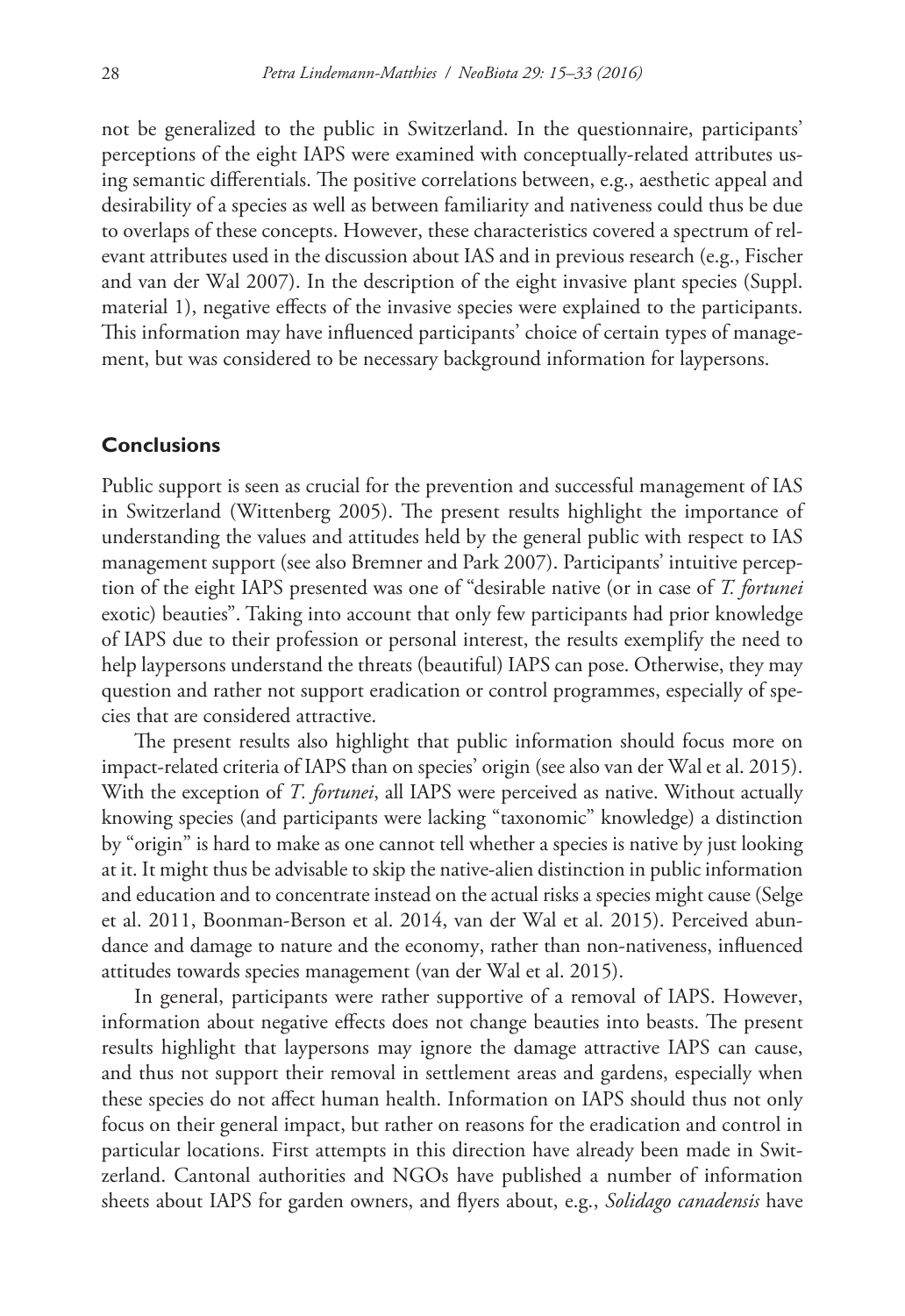not be generalized to the public in Switzerland. In the questionnaire, participants' perceptions of the eight IAPS were examined with conceptually-related attributes using semantic differentials. The positive correlations between, e.g., aesthetic appeal and desirability of a species as well as between familiarity and nativeness could thus be due to overlaps of these concepts. However, these characteristics covered a spectrum of relevant attributes used in the discussion about IAS and in previous research (e.g., Fischer and van der Wal 2007). In the description of the eight invasive plant species (Suppl. material 1), negative effects of the invasive species were explained to the participants. This information may have influenced participants' choice of certain types of management, but was considered to be necessary background information for laypersons.

## Conclusions

Public support is seen as crucial for the prevention and successful management of IAS in Switzerland (Wittenberg 2005). The present results highlight the importance of understanding the values and attitudes held by the general public with respect to IAS management support (see also Bremner and Park 2007). Participants' intuitive perception of the eight IAPS presented was one of "desirable native (or in case of *T. fortunei* exotic) beauties". Taking into account that only few participants had prior knowledge of IAPS due to their profession or personal interest, the results exemplify the need to help laypersons understand the threats (beautiful) IAPS can pose. Otherwise, they may question and rather not support eradication or control programmes, especially of species that are considered attractive.

The present results also highlight that public information should focus more on impact-related criteria of IAPS than on species' origin (see also van der Wal et al. 2015). With the exception of *T. fortunei*, all IAPS were perceived as native. Without actually knowing species (and participants were lacking "taxonomic" knowledge) a distinction by "origin" is hard to make as one cannot tell whether a species is native by just looking at it. It might thus be advisable to skip the native-alien distinction in public information and education and to concentrate instead on the actual risks a species might cause (Selge et al. 2011, Boonman-Berson et al. 2014, van der Wal et al. 2015). Perceived abundance and damage to nature and the economy, rather than non-nativeness, influenced attitudes towards species management (van der Wal et al. 2015).

In general, participants were rather supportive of a removal of IAPS. However, information about negative effects does not change beauties into beasts. The present results highlight that laypersons may ignore the damage attractive IAPS can cause, and thus not support their removal in settlement areas and gardens, especially when these species do not affect human health. Information on IAPS should thus not only focus on their general impact, but rather on reasons for the eradication and control in particular locations. First attempts in this direction have already been made in Switzerland. Cantonal authorities and NGOs have published a number of information sheets about IAPS for garden owners, and flyers about, e.g., *Solidago canadensis* have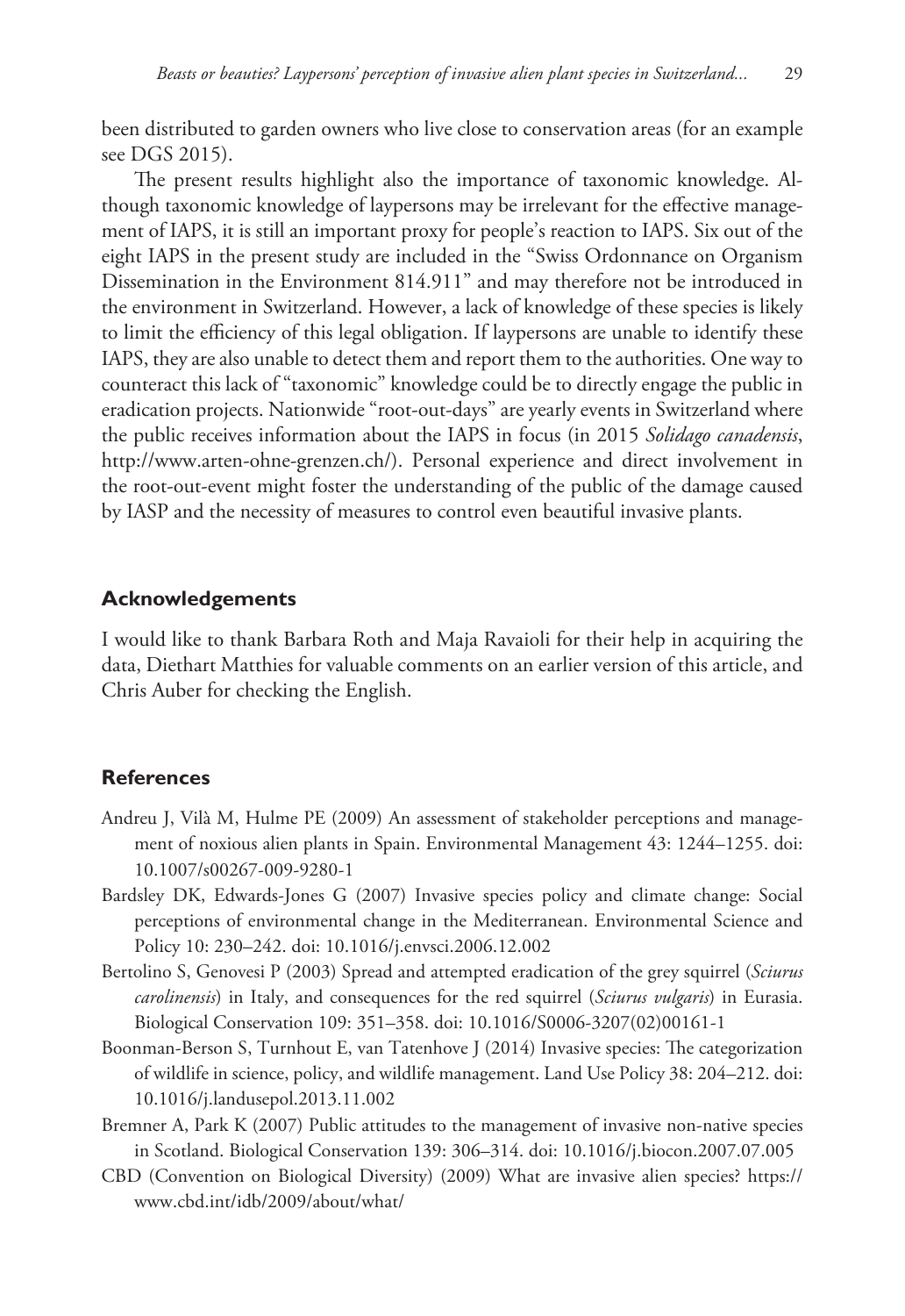been distributed to garden owners who live close to conservation areas (for an example see DGS 2015).

The present results highlight also the importance of taxonomic knowledge. Although taxonomic knowledge of laypersons may be irrelevant for the effective management of IAPS, it is still an important proxy for people's reaction to IAPS. Six out of the eight IAPS in the present study are included in the "Swiss Ordonnance on Organism Dissemination in the Environment 814.911" and may therefore not be introduced in the environment in Switzerland. However, a lack of knowledge of these species is likely to limit the efficiency of this legal obligation. If laypersons are unable to identify these IAPS, they are also unable to detect them and report them to the authorities. One way to counteract this lack of "taxonomic" knowledge could be to directly engage the public in eradication projects. Nationwide "root-out-days" are yearly events in Switzerland where the public receives information about the IAPS in focus (in 2015 *Solidago canadensis*, http://www.arten-ohne-grenzen.ch/). Personal experience and direct involvement in the root-out-event might foster the understanding of the public of the damage caused by IASP and the necessity of measures to control even beautiful invasive plants.

## Acknowledgements

I would like to thank Barbara Roth and Maja Ravaioli for their help in acquiring the data, Diethart Matthies for valuable comments on an earlier version of this article, and Chris Auber for checking the English.

## References

Andreu J, Vilà M, Hulme PE (2009) An assessment of stakeholder perceptions and management of noxious alien plants in Spain. Environmental Management 43: 1244–1255. doi: 10.1007/s00267-009-9280-1

Bardsley DK, Edwards-Jones G (2007) Invasive species policy and climate change: Social perceptions of environmental change in the Mediterranean. Environmental Science and Policy 10: 230–242. doi: 10.1016/j.envsci.2006.12.002

Bertolino S, Genovesi P (2003) Spread and attempted eradication of the grey squirrel (*Sciurus carolinensis*) in Italy, and consequences for the red squirrel (*Sciurus vulgaris*) in Eurasia. Biological Conservation 109: 351–358. doi: 10.1016/S0006-3207(02)00161-1

Boonman-Berson S, Turnhout E, van Tatenhove J (2014) Invasive species: The categorization of wildlife in science, policy, and wildlife management. Land Use Policy 38: 204–212. doi: 10.1016/j.landusepol.2013.11.002

Bremner A, Park K (2007) Public attitudes to the management of invasive non-native species in Scotland. Biological Conservation 139: 306–314. doi: 10.1016/j.biocon.2007.07.005

CBD (Convention on Biological Diversity) (2009) What are invasive alien species? https://www.cbd.int/idb/2009/about/what/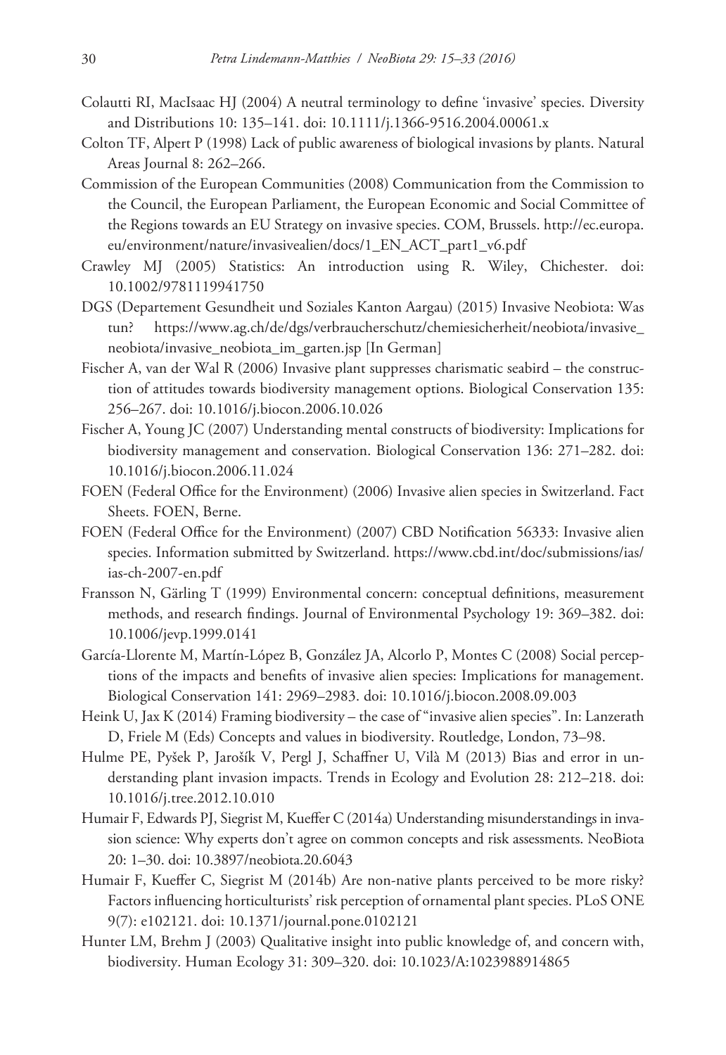Colautti RI, MacIsaac HJ (2004) A neutral terminology to define 'invasive' species. Diversity and Distributions 10: 135–141. doi: 10.1111/j.1366-9516.2004.00061.x

Colton TF, Alpert P (1998) Lack of public awareness of biological invasions by plants. Natural Areas Journal 8: 262–266.

Commission of the European Communities (2008) Communication from the Commission to the Council, the European Parliament, the European Economic and Social Committee of the Regions towards an EU Strategy on invasive species. COM, Brussels. http://ec.europa.eu/environment/nature/invasivealien/docs/1_EN_ACT_part1_v6.pdf

Crawley MJ (2005) Statistics: An introduction using R. Wiley, Chichester. doi: 10.1002/9781119941750

DGS (Departement Gesundheit und Soziales Kanton Aargau) (2015) Invasive Neobiota: Was tun? https://www.ag.ch/de/dgs/verbraucherschutz/chemiesicherheit/neobiota/invasive_neobiota/invasive_neobiota_im_garten.jsp [In German]

Fischer A, van der Wal R (2006) Invasive plant suppresses charismatic seabird – the construction of attitudes towards biodiversity management options. Biological Conservation 135: 256–267. doi: 10.1016/j.biocon.2006.10.026

Fischer A, Young JC (2007) Understanding mental constructs of biodiversity: Implications for biodiversity management and conservation. Biological Conservation 136: 271–282. doi: 10.1016/j.biocon.2006.11.024

FOEN (Federal Office for the Environment) (2006) Invasive alien species in Switzerland. Fact Sheets. FOEN, Berne.

FOEN (Federal Office for the Environment) (2007) CBD Notification 56333: Invasive alien species. Information submitted by Switzerland. https://www.cbd.int/doc/submissions/ias/ias-ch-2007-en.pdf

Fransson N, Gärling T (1999) Environmental concern: conceptual definitions, measurement methods, and research findings. Journal of Environmental Psychology 19: 369–382. doi: 10.1006/jevp.1999.0141

García-Llorente M, Martín-López B, González JA, Alcorlo P, Montes C (2008) Social perceptions of the impacts and benefits of invasive alien species: Implications for management. Biological Conservation 141: 2969–2983. doi: 10.1016/j.biocon.2008.09.003

Heink U, Jax K (2014) Framing biodiversity – the case of "invasive alien species". In: Lanzerath D, Friele M (Eds) Concepts and values in biodiversity. Routledge, London, 73–98.

Hulme PE, Pyšek P, Jarošík V, Pergl J, Schaffner U, Vilà M (2013) Bias and error in understanding plant invasion impacts. Trends in Ecology and Evolution 28: 212–218. doi: 10.1016/j.tree.2012.10.010

Humair F, Edwards PJ, Siegrist M, Kueffer C (2014a) Understanding misunderstandings in invasion science: Why experts don't agree on common concepts and risk assessments. NeoBiota 20: 1–30. doi: 10.3897/neobiota.20.6043

Humair F, Kueffer C, Siegrist M (2014b) Are non-native plants perceived to be more risky? Factors influencing horticulturists' risk perception of ornamental plant species. PLoS ONE 9(7): e102121. doi: 10.1371/journal.pone.0102121

Hunter LM, Brehm J (2003) Qualitative insight into public knowledge of, and concern with, biodiversity. Human Ecology 31: 309–320. doi: 10.1023/A:1023988914865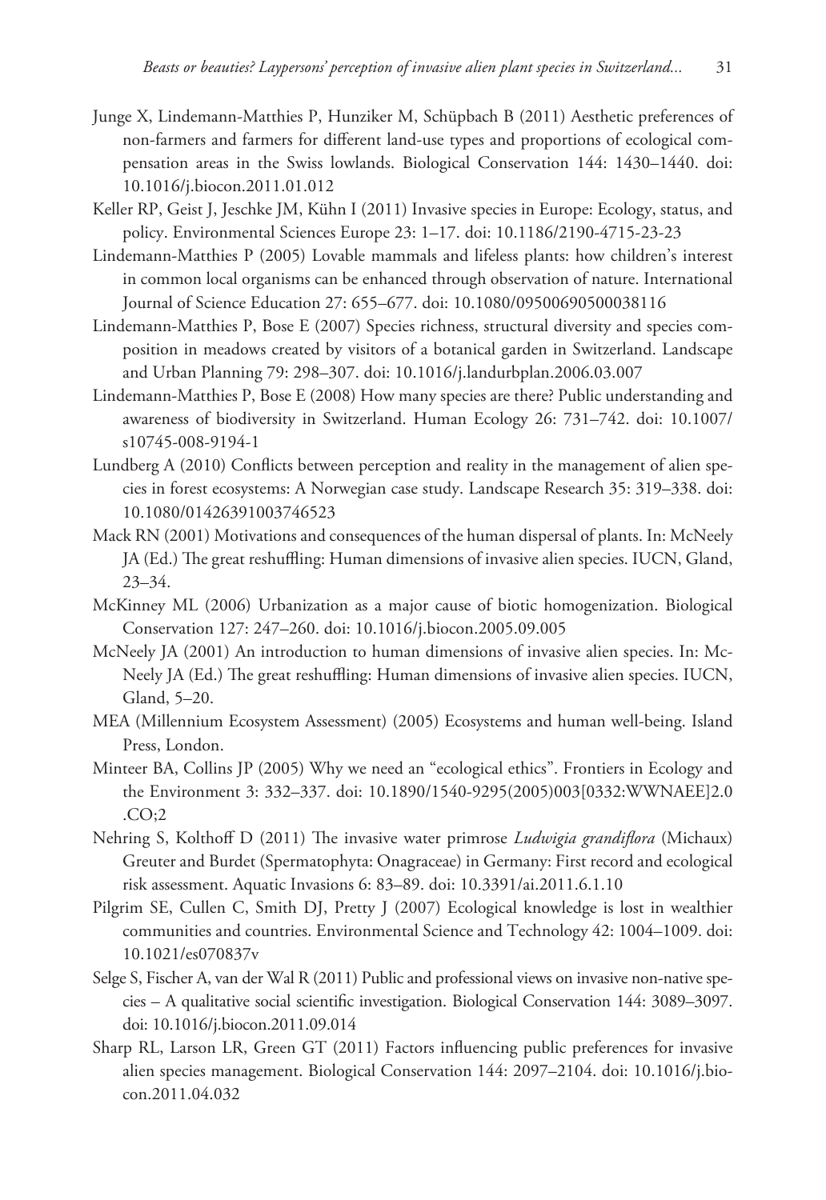Junge X, Lindemann-Matthies P, Hunziker M, Schüpbach B (2011) Aesthetic preferences of non-farmers and farmers for different land-use types and proportions of ecological compensation areas in the Swiss lowlands. Biological Conservation 144: 1430–1440. doi: 10.1016/j.biocon.2011.01.012

Keller RP, Geist J, Jeschke JM, Kühn I (2011) Invasive species in Europe: Ecology, status, and policy. Environmental Sciences Europe 23: 1–17. doi: 10.1186/2190-4715-23-23

Lindemann-Matthies P (2005) Lovable mammals and lifeless plants: how children's interest in common local organisms can be enhanced through observation of nature. International Journal of Science Education 27: 655–677. doi: 10.1080/09500690500038116

Lindemann-Matthies P, Bose E (2007) Species richness, structural diversity and species composition in meadows created by visitors of a botanical garden in Switzerland. Landscape and Urban Planning 79: 298–307. doi: 10.1016/j.landurbplan.2006.03.007

Lindemann-Matthies P, Bose E (2008) How many species are there? Public understanding and awareness of biodiversity in Switzerland. Human Ecology 26: 731–742. doi: 10.1007/s10745-008-9194-1

Lundberg A (2010) Conflicts between perception and reality in the management of alien species in forest ecosystems: A Norwegian case study. Landscape Research 35: 319–338. doi: 10.1080/01426391003746523

Mack RN (2001) Motivations and consequences of the human dispersal of plants. In: McNeely JA (Ed.) The great reshuffling: Human dimensions of invasive alien species. IUCN, Gland, 23–34.

McKinney ML (2006) Urbanization as a major cause of biotic homogenization. Biological Conservation 127: 247–260. doi: 10.1016/j.biocon.2005.09.005

McNeely JA (2001) An introduction to human dimensions of invasive alien species. In: McNeely JA (Ed.) The great reshuffling: Human dimensions of invasive alien species. IUCN, Gland, 5–20.

MEA (Millennium Ecosystem Assessment) (2005) Ecosystems and human well-being. Island Press, London.

Minteer BA, Collins JP (2005) Why we need an "ecological ethics". Frontiers in Ecology and the Environment 3: 332–337. doi: 10.1890/1540-9295(2005)003[0332:WWNAEE]2.0.CO;2

Nehring S, Kolthoff D (2011) The invasive water primrose *Ludwigia grandiflora* (Michaux) Greuter and Burdet (Spermatophyta: Onagraceae) in Germany: First record and ecological risk assessment. Aquatic Invasions 6: 83–89. doi: 10.3391/ai.2011.6.1.10

Pilgrim SE, Cullen C, Smith DJ, Pretty J (2007) Ecological knowledge is lost in wealthier communities and countries. Environmental Science and Technology 42: 1004–1009. doi: 10.1021/es070837v

Selge S, Fischer A, van der Wal R (2011) Public and professional views on invasive non-native species – A qualitative social scientific investigation. Biological Conservation 144: 3089–3097. doi: 10.1016/j.biocon.2011.09.014

Sharp RL, Larson LR, Green GT (2011) Factors influencing public preferences for invasive alien species management. Biological Conservation 144: 2097–2104. doi: 10.1016/j.biocon.2011.04.032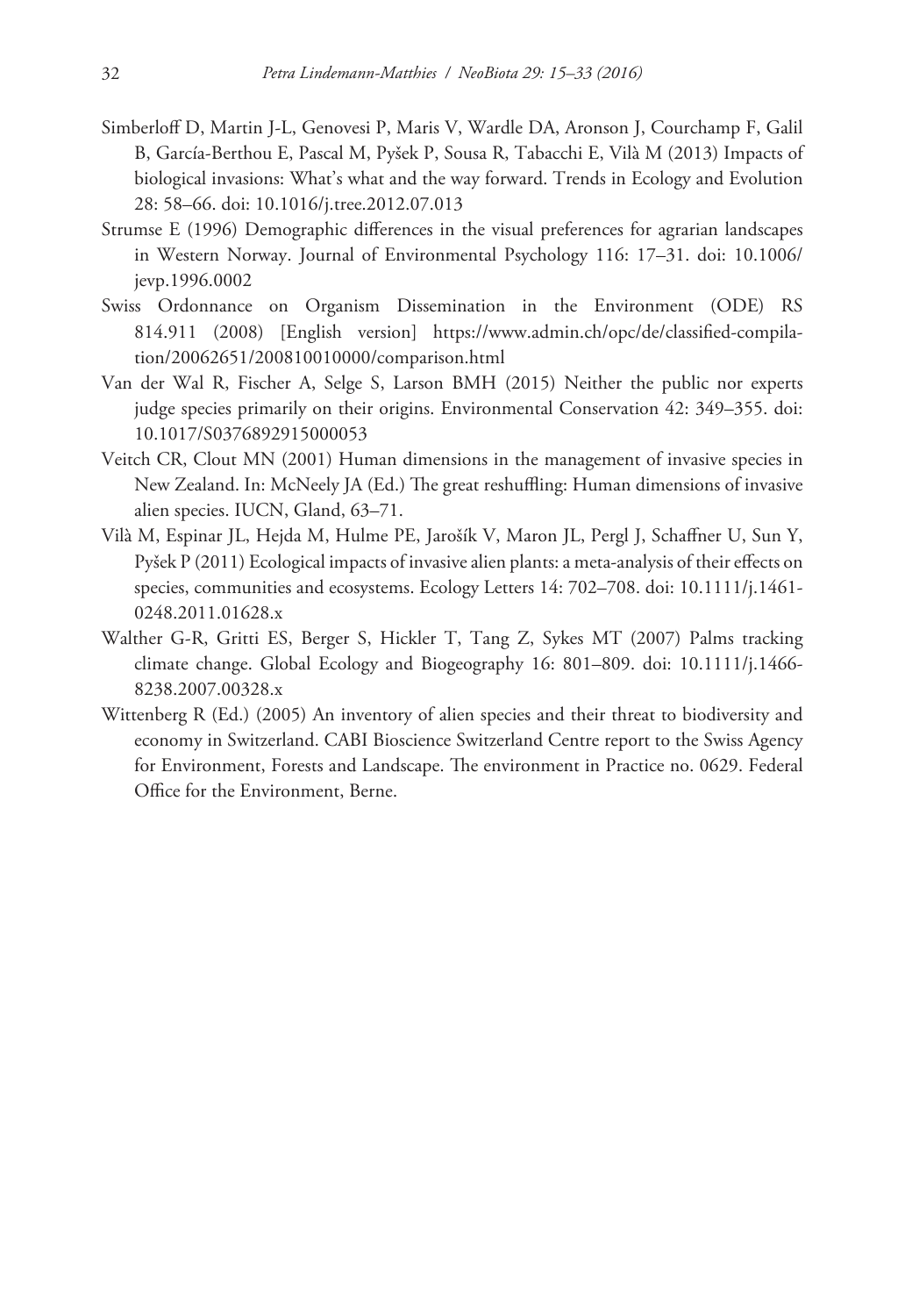Simberloff D, Martin J-L, Genovesi P, Maris V, Wardle DA, Aronson J, Courchamp F, Galil B, García-Berthou E, Pascal M, Pyšek P, Sousa R, Tabacchi E, Vilà M (2013) Impacts of biological invasions: What's what and the way forward. Trends in Ecology and Evolution 28: 58–66. doi: 10.1016/j.tree.2012.07.013

Strumse E (1996) Demographic differences in the visual preferences for agrarian landscapes in Western Norway. Journal of Environmental Psychology 116: 17–31. doi: 10.1006/jevp.1996.0002

Swiss Ordonnance on Organism Dissemination in the Environment (ODE) RS 814.911 (2008) [English version] https://www.admin.ch/opc/de/classified-compilation/20062651/200810010000/comparison.html

Van der Wal R, Fischer A, Selge S, Larson BMH (2015) Neither the public nor experts judge species primarily on their origins. Environmental Conservation 42: 349–355. doi: 10.1017/S0376892915000053

Veitch CR, Clout MN (2001) Human dimensions in the management of invasive species in New Zealand. In: McNeely JA (Ed.) The great reshuffling: Human dimensions of invasive alien species. IUCN, Gland, 63–71.

Vilà M, Espinar JL, Hejda M, Hulme PE, Jarošík V, Maron JL, Pergl J, Schaffner U, Sun Y, Pyšek P (2011) Ecological impacts of invasive alien plants: a meta-analysis of their effects on species, communities and ecosystems. Ecology Letters 14: 702–708. doi: 10.1111/j.1461-0248.2011.01628.x

Walther G-R, Gritti ES, Berger S, Hickler T, Tang Z, Sykes MT (2007) Palms tracking climate change. Global Ecology and Biogeography 16: 801–809. doi: 10.1111/j.1466-8238.2007.00328.x

Wittenberg R (Ed.) (2005) An inventory of alien species and their threat to biodiversity and economy in Switzerland. CABI Bioscience Switzerland Centre report to the Swiss Agency for Environment, Forests and Landscape. The environment in Practice no. 0629. Federal Office for the Environment, Berne.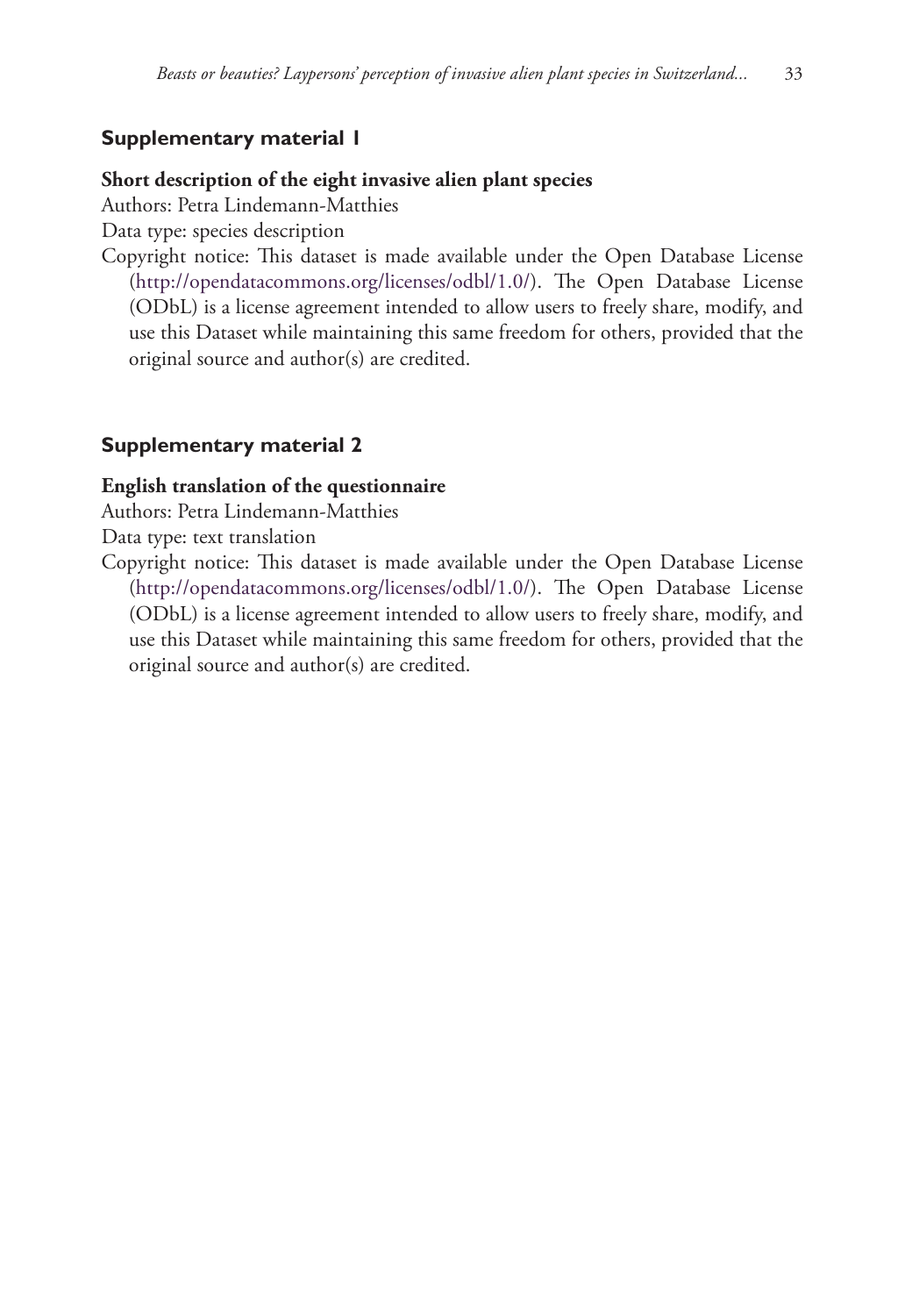## Supplementary material 1

**Short description of the eight invasive alien plant species**

Authors: Petra Lindemann-Matthies

Data type: species description

Copyright notice: This dataset is made available under the Open Database License (http://opendatacommons.org/licenses/odbl/1.0/). The Open Database License (ODbL) is a license agreement intended to allow users to freely share, modify, and use this Dataset while maintaining this same freedom for others, provided that the original source and author(s) are credited.

## Supplementary material 2

**English translation of the questionnaire**

Authors: Petra Lindemann-Matthies

Data type: text translation

Copyright notice: This dataset is made available under the Open Database License (http://opendatacommons.org/licenses/odbl/1.0/). The Open Database License (ODbL) is a license agreement intended to allow users to freely share, modify, and use this Dataset while maintaining this same freedom for others, provided that the original source and author(s) are credited.